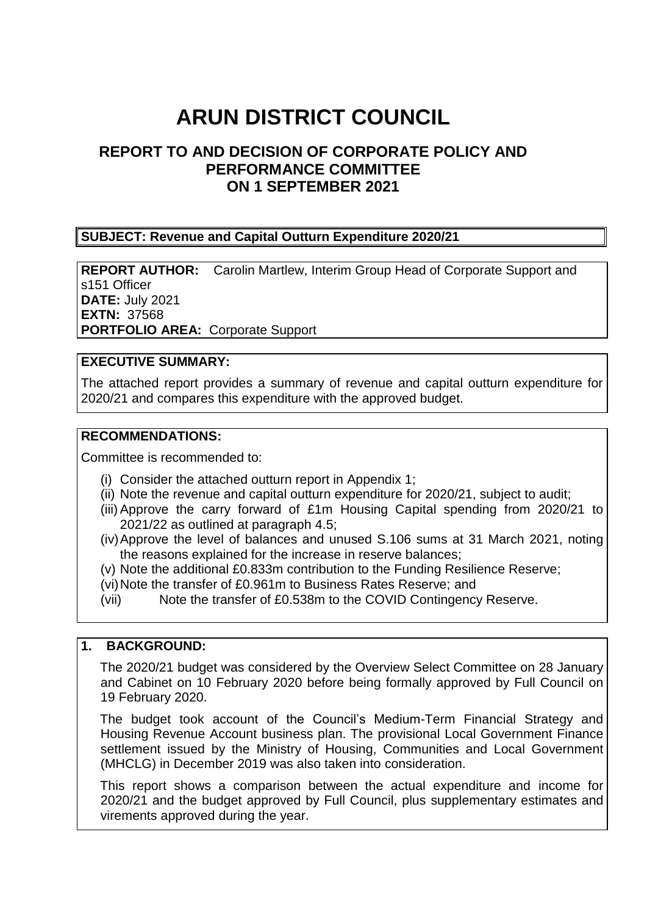# ARUN DISTRICT COUNCIL

## REPORT TO AND DECISION OF CORPORATE POLICY AND PERFORMANCE COMMITTEE ON 1 SEPTEMBER 2021

**SUBJECT: Revenue and Capital Outturn Expenditure 2020/21**

**REPORT AUTHOR:** Carolin Martlew, Interim Group Head of Corporate Support and s151 Officer
**DATE:** July 2021
**EXTN:** 37568
**PORTFOLIO AREA:** Corporate Support

**EXECUTIVE SUMMARY:**

The attached report provides a summary of revenue and capital outturn expenditure for 2020/21 and compares this expenditure with the approved budget.

**RECOMMENDATIONS:**

Committee is recommended to:

(i) Consider the attached outturn report in Appendix 1;
(ii) Note the revenue and capital outturn expenditure for 2020/21, subject to audit;
(iii) Approve the carry forward of £1m Housing Capital spending from 2020/21 to 2021/22 as outlined at paragraph 4.5;
(iv) Approve the level of balances and unused S.106 sums at 31 March 2021, noting the reasons explained for the increase in reserve balances;
(v) Note the additional £0.833m contribution to the Funding Resilience Reserve;
(vi) Note the transfer of £0.961m to Business Rates Reserve; and
(vii) Note the transfer of £0.538m to the COVID Contingency Reserve.

**1. BACKGROUND:**

The 2020/21 budget was considered by the Overview Select Committee on 28 January and Cabinet on 10 February 2020 before being formally approved by Full Council on 19 February 2020.

The budget took account of the Council's Medium-Term Financial Strategy and Housing Revenue Account business plan. The provisional Local Government Finance settlement issued by the Ministry of Housing, Communities and Local Government (MHCLG) in December 2019 was also taken into consideration.

This report shows a comparison between the actual expenditure and income for 2020/21 and the budget approved by Full Council, plus supplementary estimates and virements approved during the year.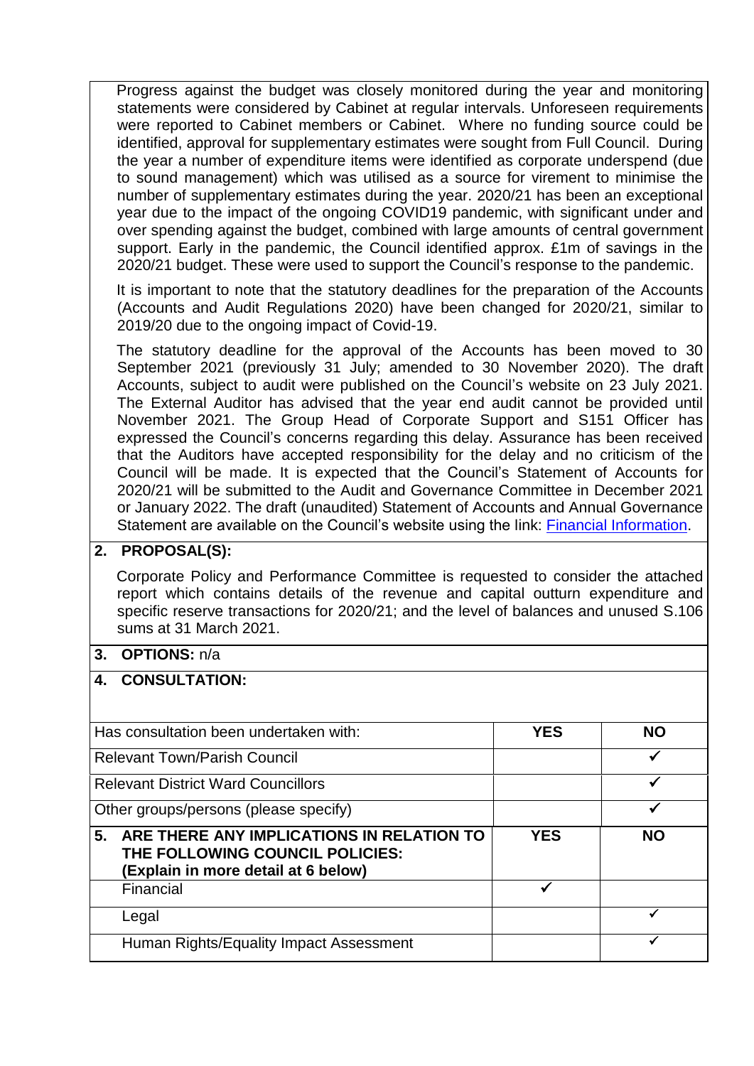Progress against the budget was closely monitored during the year and monitoring statements were considered by Cabinet at regular intervals. Unforeseen requirements were reported to Cabinet members or Cabinet. Where no funding source could be identified, approval for supplementary estimates were sought from Full Council. During the year a number of expenditure items were identified as corporate underspend (due to sound management) which was utilised as a source for virement to minimise the number of supplementary estimates during the year. 2020/21 has been an exceptional year due to the impact of the ongoing COVID19 pandemic, with significant under and over spending against the budget, combined with large amounts of central government support. Early in the pandemic, the Council identified approx. £1m of savings in the 2020/21 budget. These were used to support the Council's response to the pandemic.

It is important to note that the statutory deadlines for the preparation of the Accounts (Accounts and Audit Regulations 2020) have been changed for 2020/21, similar to 2019/20 due to the ongoing impact of Covid-19.

The statutory deadline for the approval of the Accounts has been moved to 30 September 2021 (previously 31 July; amended to 30 November 2020). The draft Accounts, subject to audit were published on the Council's website on 23 July 2021. The External Auditor has advised that the year end audit cannot be provided until November 2021. The Group Head of Corporate Support and S151 Officer has expressed the Council's concerns regarding this delay. Assurance has been received that the Auditors have accepted responsibility for the delay and no criticism of the Council will be made. It is expected that the Council's Statement of Accounts for 2020/21 will be submitted to the Audit and Governance Committee in December 2021 or January 2022. The draft (unaudited) Statement of Accounts and Annual Governance Statement are available on the Council's website using the link: [Financial Information](Financial Information).

## 2. PROPOSAL(S):

Corporate Policy and Performance Committee is requested to consider the attached report which contains details of the revenue and capital outturn expenditure and specific reserve transactions for 2020/21; and the level of balances and unused S.106 sums at 31 March 2021.

## 3. OPTIONS: n/a

## 4. CONSULTATION:

| Has consultation been undertaken with: | YES | NO |
|---|---|---|
| Relevant Town/Parish Council | | ✓ |
| Relevant District Ward Councillors | | ✓ |
| Other groups/persons (please specify) | | ✓ |

| 5. ARE THERE ANY IMPLICATIONS IN RELATION TO THE FOLLOWING COUNCIL POLICIES: (Explain in more detail at 6 below) | YES | NO |
|---|---|---|
| Financial | ✓ | |
| Legal | | ✓ |
| Human Rights/Equality Impact Assessment | | ✓ |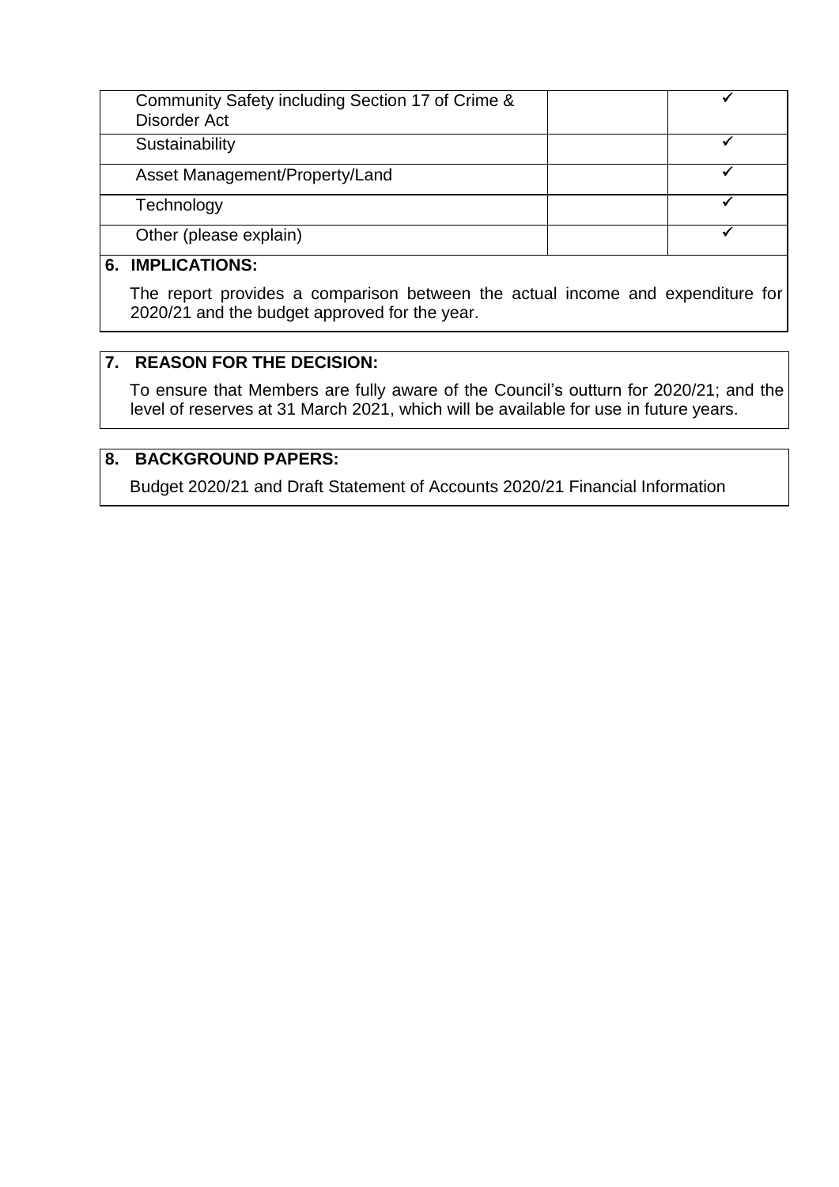| | | |
|---|---|---|
| Community Safety including Section 17 of Crime & Disorder Act | | ✓ |
| Sustainability | | ✓ |
| Asset Management/Property/Land | | ✓ |
| Technology | | ✓ |
| Other (please explain) | | ✓ |

## 6. IMPLICATIONS:

The report provides a comparison between the actual income and expenditure for 2020/21 and the budget approved for the year.

## 7. REASON FOR THE DECISION:

To ensure that Members are fully aware of the Council's outturn for 2020/21; and the level of reserves at 31 March 2021, which will be available for use in future years.

## 8. BACKGROUND PAPERS:

Budget 2020/21 and Draft Statement of Accounts 2020/21 Financial Information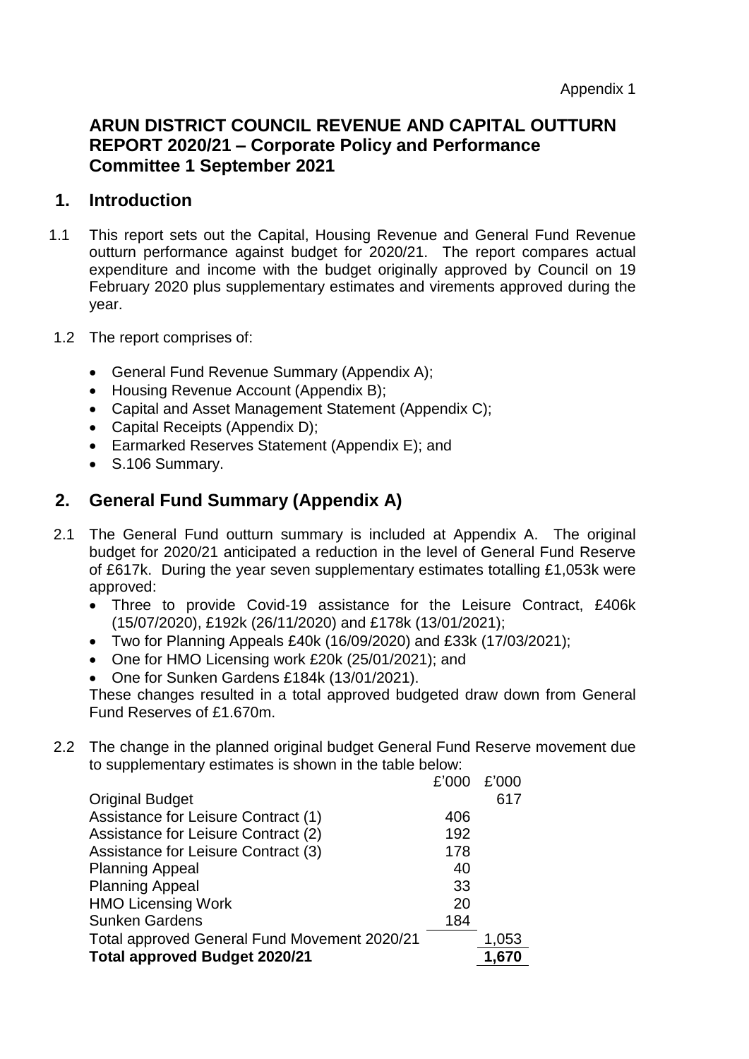Appendix 1

# ARUN DISTRICT COUNCIL REVENUE AND CAPITAL OUTTURN REPORT 2020/21 – Corporate Policy and Performance Committee 1 September 2021

## 1. Introduction

1.1 This report sets out the Capital, Housing Revenue and General Fund Revenue outturn performance against budget for 2020/21. The report compares actual expenditure and income with the budget originally approved by Council on 19 February 2020 plus supplementary estimates and virements approved during the year.

1.2 The report comprises of:

- General Fund Revenue Summary (Appendix A);
- Housing Revenue Account (Appendix B);
- Capital and Asset Management Statement (Appendix C);
- Capital Receipts (Appendix D);
- Earmarked Reserves Statement (Appendix E); and
- S.106 Summary.

## 2. General Fund Summary (Appendix A)

2.1 The General Fund outturn summary is included at Appendix A. The original budget for 2020/21 anticipated a reduction in the level of General Fund Reserve of £617k. During the year seven supplementary estimates totalling £1,053k were approved:

- Three to provide Covid-19 assistance for the Leisure Contract, £406k (15/07/2020), £192k (26/11/2020) and £178k (13/01/2021);
- Two for Planning Appeals £40k (16/09/2020) and £33k (17/03/2021);
- One for HMO Licensing work £20k (25/01/2021); and
- One for Sunken Gardens £184k (13/01/2021).

These changes resulted in a total approved budgeted draw down from General Fund Reserves of £1.670m.

2.2 The change in the planned original budget General Fund Reserve movement due to supplementary estimates is shown in the table below:

| | £'000 | £'000 |
|---|---|---|
| Original Budget | | 617 |
| Assistance for Leisure Contract (1) | 406 | |
| Assistance for Leisure Contract (2) | 192 | |
| Assistance for Leisure Contract (3) | 178 | |
| Planning Appeal | 40 | |
| Planning Appeal | 33 | |
| HMO Licensing Work | 20 | |
| Sunken Gardens | 184 | |
| Total approved General Fund Movement 2020/21 | | 1,053 |
| **Total approved Budget 2020/21** | | **1,670** |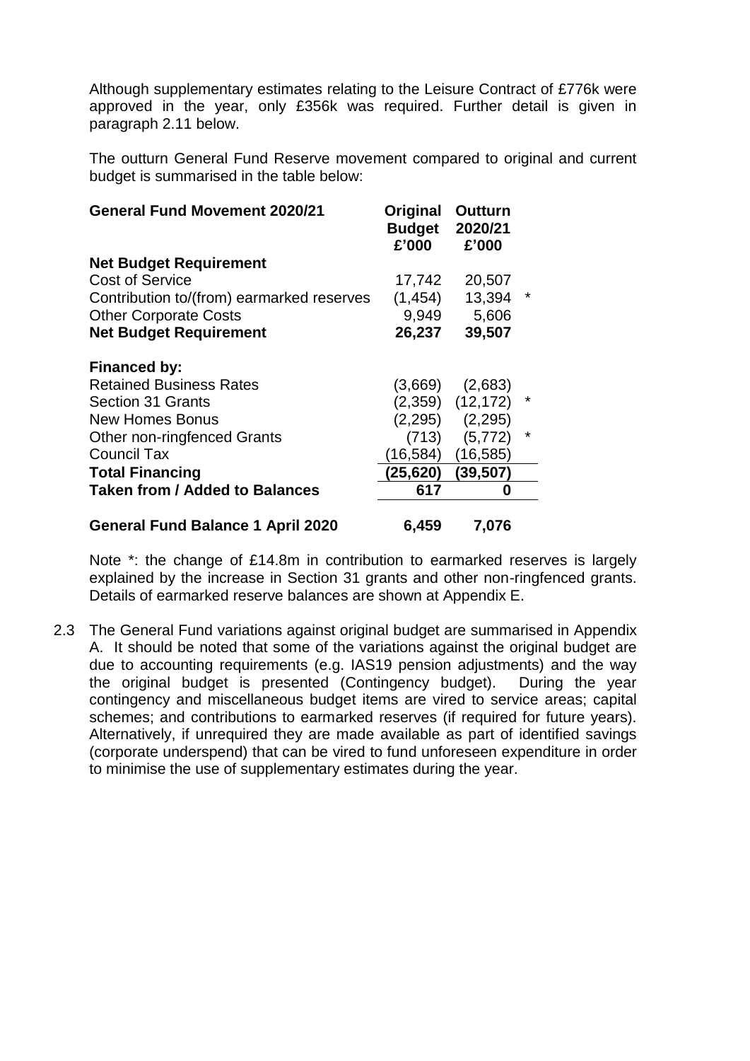Although supplementary estimates relating to the Leisure Contract of £776k were approved in the year, only £356k was required. Further detail is given in paragraph 2.11 below.

The outturn General Fund Reserve movement compared to original and current budget is summarised in the table below:

| General Fund Movement 2020/21 | Original Budget £'000 | Outturn 2020/21 £'000 | |
|---|---|---|---|
| **Net Budget Requirement** | | | |
| Cost of Service | 17,742 | 20,507 | |
| Contribution to/(from) earmarked reserves | (1,454) | 13,394 | * |
| Other Corporate Costs | 9,949 | 5,606 | |
| **Net Budget Requirement** | **26,237** | **39,507** | |
| **Financed by:** | | | |
| Retained Business Rates | (3,669) | (2,683) | |
| Section 31 Grants | (2,359) | (12,172) | * |
| New Homes Bonus | (2,295) | (2,295) | |
| Other non-ringfenced Grants | (713) | (5,772) | * |
| Council Tax | (16,584) | (16,585) | |
| **Total Financing** | **(25,620)** | **(39,507)** | |
| **Taken from / Added to Balances** | **617** | **0** | |
| **General Fund Balance 1 April 2020** | **6,459** | **7,076** | |

Note *: the change of £14.8m in contribution to earmarked reserves is largely explained by the increase in Section 31 grants and other non-ringfenced grants. Details of earmarked reserve balances are shown at Appendix E.

2.3 The General Fund variations against original budget are summarised in Appendix A. It should be noted that some of the variations against the original budget are due to accounting requirements (e.g. IAS19 pension adjustments) and the way the original budget is presented (Contingency budget). During the year contingency and miscellaneous budget items are vired to service areas; capital schemes; and contributions to earmarked reserves (if required for future years). Alternatively, if unrequired they are made available as part of identified savings (corporate underspend) that can be vired to fund unforeseen expenditure in order to minimise the use of supplementary estimates during the year.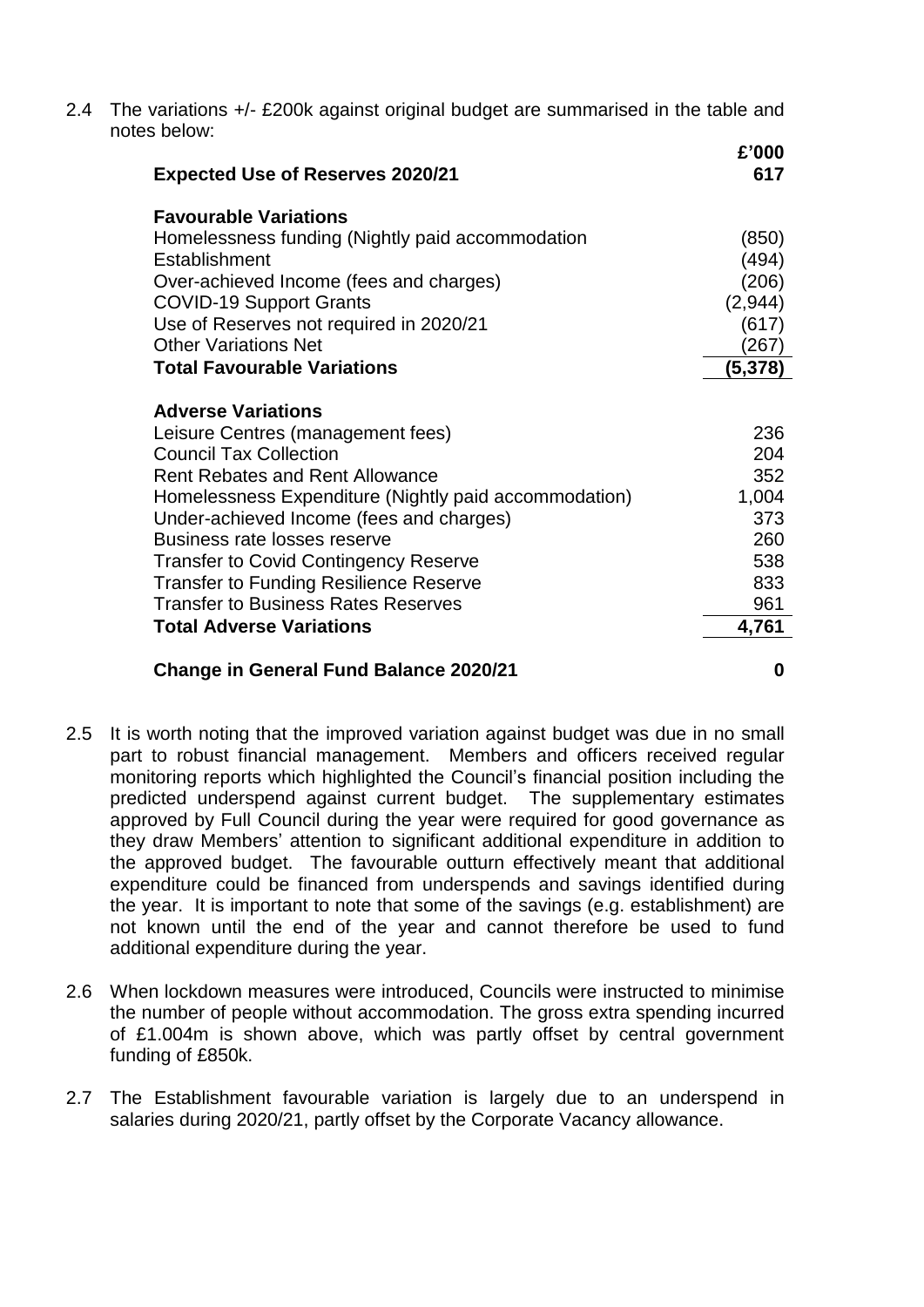2.4 The variations +/- £200k against original budget are summarised in the table and notes below:

| | £'000 |
|---|---|
| **Expected Use of Reserves 2020/21** | **617** |
| | |
| **Favourable Variations** | |
| Homelessness funding (Nightly paid accommodation | (850) |
| Establishment | (494) |
| Over-achieved Income (fees and charges) | (206) |
| COVID-19 Support Grants | (2,944) |
| Use of Reserves not required in 2020/21 | (617) |
| Other Variations Net | (267) |
| **Total Favourable Variations** | **(5,378)** |
| | |
| **Adverse Variations** | |
| Leisure Centres (management fees) | 236 |
| Council Tax Collection | 204 |
| Rent Rebates and Rent Allowance | 352 |
| Homelessness Expenditure (Nightly paid accommodation) | 1,004 |
| Under-achieved Income (fees and charges) | 373 |
| Business rate losses reserve | 260 |
| Transfer to Covid Contingency Reserve | 538 |
| Transfer to Funding Resilience Reserve | 833 |
| Transfer to Business Rates Reserves | 961 |
| **Total Adverse Variations** | **4,761** |
| | |
| **Change in General Fund Balance 2020/21** | **0** |

2.5 It is worth noting that the improved variation against budget was due in no small part to robust financial management. Members and officers received regular monitoring reports which highlighted the Council's financial position including the predicted underspend against current budget. The supplementary estimates approved by Full Council during the year were required for good governance as they draw Members' attention to significant additional expenditure in addition to the approved budget. The favourable outturn effectively meant that additional expenditure could be financed from underspends and savings identified during the year. It is important to note that some of the savings (e.g. establishment) are not known until the end of the year and cannot therefore be used to fund additional expenditure during the year.

2.6 When lockdown measures were introduced, Councils were instructed to minimise the number of people without accommodation. The gross extra spending incurred of £1.004m is shown above, which was partly offset by central government funding of £850k.

2.7 The Establishment favourable variation is largely due to an underspend in salaries during 2020/21, partly offset by the Corporate Vacancy allowance.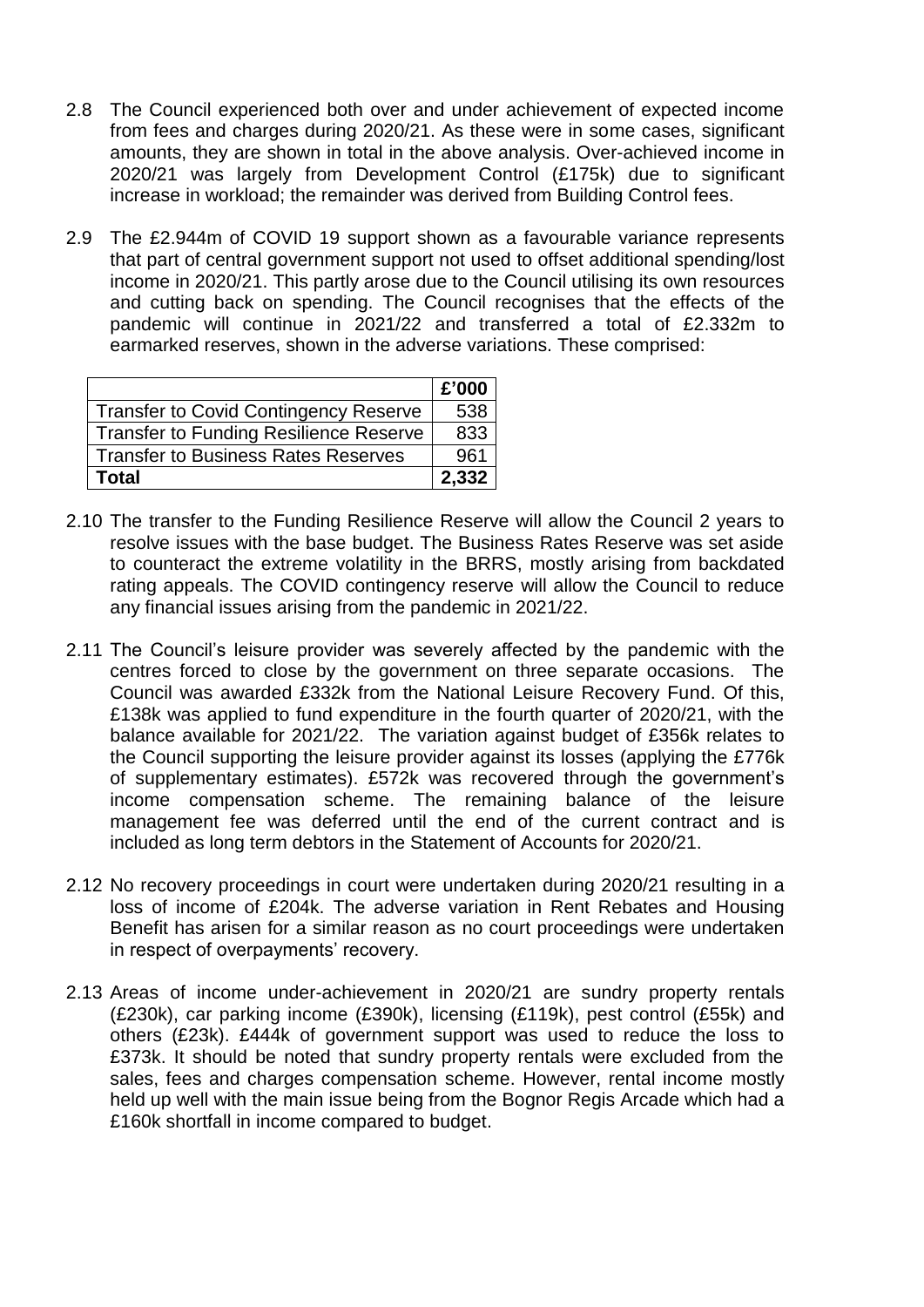2.8 The Council experienced both over and under achievement of expected income from fees and charges during 2020/21. As these were in some cases, significant amounts, they are shown in total in the above analysis. Over-achieved income in 2020/21 was largely from Development Control (£175k) due to significant increase in workload; the remainder was derived from Building Control fees.

2.9 The £2.944m of COVID 19 support shown as a favourable variance represents that part of central government support not used to offset additional spending/lost income in 2020/21. This partly arose due to the Council utilising its own resources and cutting back on spending. The Council recognises that the effects of the pandemic will continue in 2021/22 and transferred a total of £2.332m to earmarked reserves, shown in the adverse variations. These comprised:

| | £'000 |
|---|---|
| Transfer to Covid Contingency Reserve | 538 |
| Transfer to Funding Resilience Reserve | 833 |
| Transfer to Business Rates Reserves | 961 |
| **Total** | **2,332** |

2.10 The transfer to the Funding Resilience Reserve will allow the Council 2 years to resolve issues with the base budget. The Business Rates Reserve was set aside to counteract the extreme volatility in the BRRS, mostly arising from backdated rating appeals. The COVID contingency reserve will allow the Council to reduce any financial issues arising from the pandemic in 2021/22.

2.11 The Council's leisure provider was severely affected by the pandemic with the centres forced to close by the government on three separate occasions. The Council was awarded £332k from the National Leisure Recovery Fund. Of this, £138k was applied to fund expenditure in the fourth quarter of 2020/21, with the balance available for 2021/22. The variation against budget of £356k relates to the Council supporting the leisure provider against its losses (applying the £776k of supplementary estimates). £572k was recovered through the government's income compensation scheme. The remaining balance of the leisure management fee was deferred until the end of the current contract and is included as long term debtors in the Statement of Accounts for 2020/21.

2.12 No recovery proceedings in court were undertaken during 2020/21 resulting in a loss of income of £204k. The adverse variation in Rent Rebates and Housing Benefit has arisen for a similar reason as no court proceedings were undertaken in respect of overpayments' recovery.

2.13 Areas of income under-achievement in 2020/21 are sundry property rentals (£230k), car parking income (£390k), licensing (£119k), pest control (£55k) and others (£23k). £444k of government support was used to reduce the loss to £373k. It should be noted that sundry property rentals were excluded from the sales, fees and charges compensation scheme. However, rental income mostly held up well with the main issue being from the Bognor Regis Arcade which had a £160k shortfall in income compared to budget.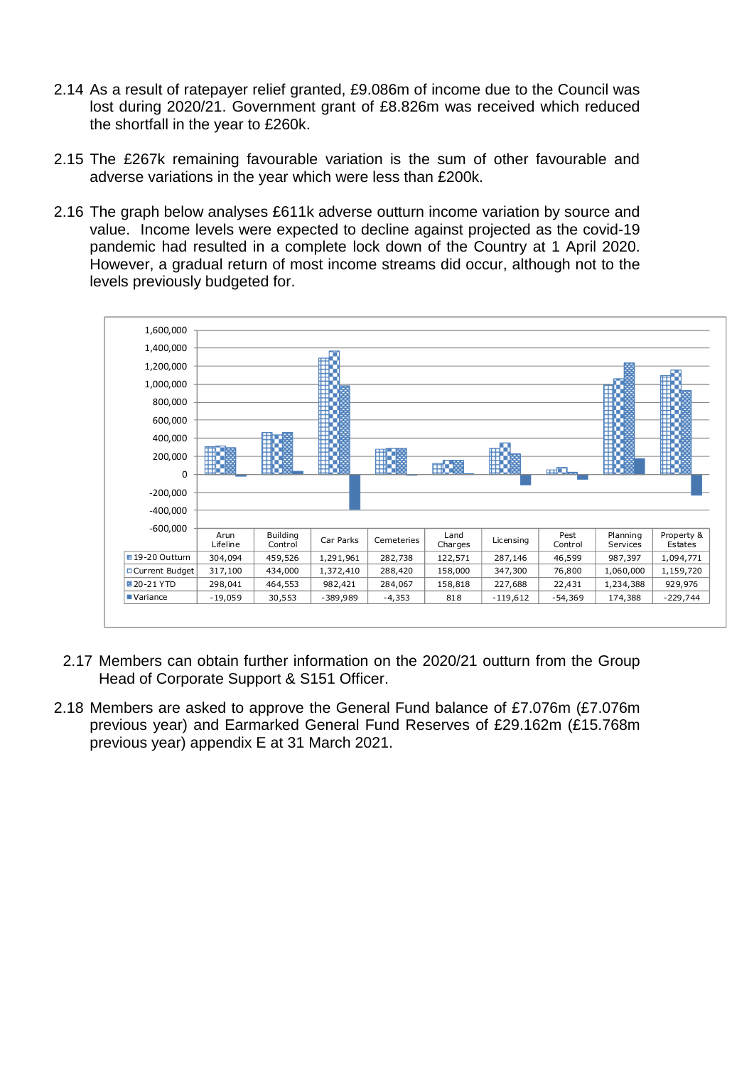2.14 As a result of ratepayer relief granted, £9.086m of income due to the Council was lost during 2020/21. Government grant of £8.826m was received which reduced the shortfall in the year to £260k.

2.15 The £267k remaining favourable variation is the sum of other favourable and adverse variations in the year which were less than £200k.

2.16 The graph below analyses £611k adverse outturn income variation by source and value. Income levels were expected to decline against projected as the covid-19 pandemic had resulted in a complete lock down of the Country at 1 April 2020. However, a gradual return of most income streams did occur, although not to the levels previously budgeted for.

| | Arun Lifeline | Building Control | Car Parks | Cemeteries | Land Charges | Licensing | Pest Control | Planning Services | Property & Estates |
|---|---|---|---|---|---|---|---|---|---|
| 19-20 Outturn | 304,094 | 459,526 | 1,291,961 | 282,738 | 122,571 | 287,146 | 46,599 | 987,397 | 1,094,771 |
| Current Budget | 317,100 | 434,000 | 1,372,410 | 288,420 | 158,000 | 347,300 | 76,800 | 1,060,000 | 1,159,720 |
| 20-21 YTD | 298,041 | 464,553 | 982,421 | 284,067 | 158,818 | 227,688 | 22,431 | 1,234,388 | 929,976 |
| Variance | -19,059 | 30,553 | -389,989 | -4,353 | 818 | -119,612 | -54,369 | 174,388 | -229,744 |

2.17 Members can obtain further information on the 2020/21 outturn from the Group Head of Corporate Support & S151 Officer.

2.18 Members are asked to approve the General Fund balance of £7.076m (£7.076m previous year) and Earmarked General Fund Reserves of £29.162m (£15.768m previous year) appendix E at 31 March 2021.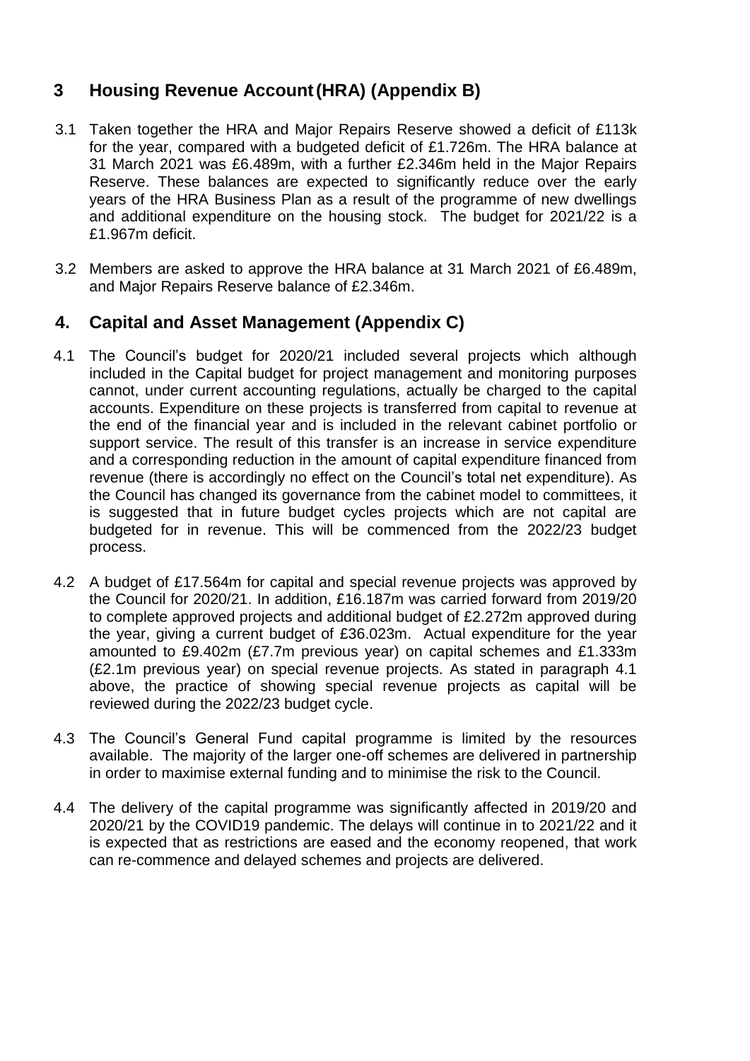## 3 Housing Revenue Account (HRA) (Appendix B)

3.1 Taken together the HRA and Major Repairs Reserve showed a deficit of £113k for the year, compared with a budgeted deficit of £1.726m. The HRA balance at 31 March 2021 was £6.489m, with a further £2.346m held in the Major Repairs Reserve. These balances are expected to significantly reduce over the early years of the HRA Business Plan as a result of the programme of new dwellings and additional expenditure on the housing stock. The budget for 2021/22 is a £1.967m deficit.

3.2 Members are asked to approve the HRA balance at 31 March 2021 of £6.489m, and Major Repairs Reserve balance of £2.346m.

## 4. Capital and Asset Management (Appendix C)

4.1 The Council's budget for 2020/21 included several projects which although included in the Capital budget for project management and monitoring purposes cannot, under current accounting regulations, actually be charged to the capital accounts. Expenditure on these projects is transferred from capital to revenue at the end of the financial year and is included in the relevant cabinet portfolio or support service. The result of this transfer is an increase in service expenditure and a corresponding reduction in the amount of capital expenditure financed from revenue (there is accordingly no effect on the Council's total net expenditure). As the Council has changed its governance from the cabinet model to committees, it is suggested that in future budget cycles projects which are not capital are budgeted for in revenue. This will be commenced from the 2022/23 budget process.

4.2 A budget of £17.564m for capital and special revenue projects was approved by the Council for 2020/21. In addition, £16.187m was carried forward from 2019/20 to complete approved projects and additional budget of £2.272m approved during the year, giving a current budget of £36.023m. Actual expenditure for the year amounted to £9.402m (£7.7m previous year) on capital schemes and £1.333m (£2.1m previous year) on special revenue projects. As stated in paragraph 4.1 above, the practice of showing special revenue projects as capital will be reviewed during the 2022/23 budget cycle.

4.3 The Council's General Fund capital programme is limited by the resources available. The majority of the larger one-off schemes are delivered in partnership in order to maximise external funding and to minimise the risk to the Council.

4.4 The delivery of the capital programme was significantly affected in 2019/20 and 2020/21 by the COVID19 pandemic. The delays will continue in to 2021/22 and it is expected that as restrictions are eased and the economy reopened, that work can re-commence and delayed schemes and projects are delivered.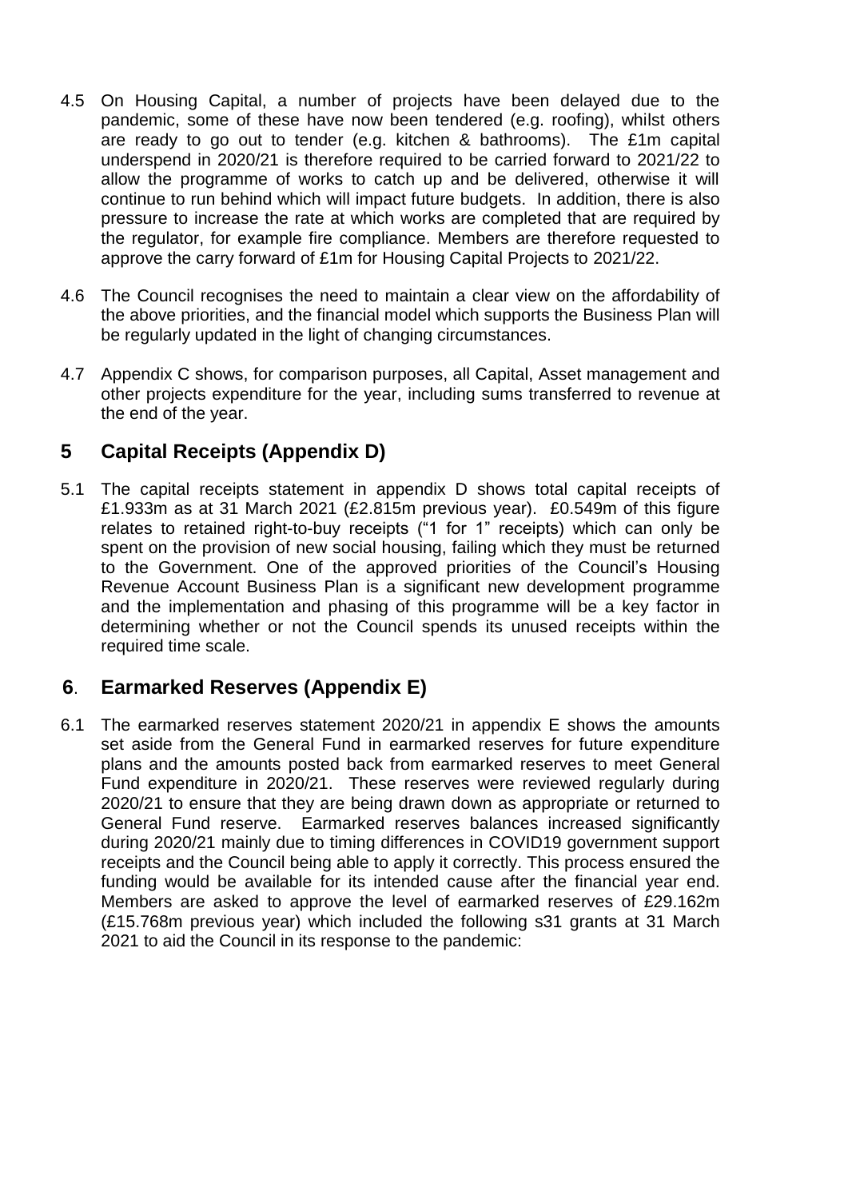4.5 On Housing Capital, a number of projects have been delayed due to the pandemic, some of these have now been tendered (e.g. roofing), whilst others are ready to go out to tender (e.g. kitchen & bathrooms). The £1m capital underspend in 2020/21 is therefore required to be carried forward to 2021/22 to allow the programme of works to catch up and be delivered, otherwise it will continue to run behind which will impact future budgets. In addition, there is also pressure to increase the rate at which works are completed that are required by the regulator, for example fire compliance. Members are therefore requested to approve the carry forward of £1m for Housing Capital Projects to 2021/22.

4.6 The Council recognises the need to maintain a clear view on the affordability of the above priorities, and the financial model which supports the Business Plan will be regularly updated in the light of changing circumstances.

4.7 Appendix C shows, for comparison purposes, all Capital, Asset management and other projects expenditure for the year, including sums transferred to revenue at the end of the year.

## 5 Capital Receipts (Appendix D)

5.1 The capital receipts statement in appendix D shows total capital receipts of £1.933m as at 31 March 2021 (£2.815m previous year). £0.549m of this figure relates to retained right-to-buy receipts ("1 for 1" receipts) which can only be spent on the provision of new social housing, failing which they must be returned to the Government. One of the approved priorities of the Council's Housing Revenue Account Business Plan is a significant new development programme and the implementation and phasing of this programme will be a key factor in determining whether or not the Council spends its unused receipts within the required time scale.

## 6. Earmarked Reserves (Appendix E)

6.1 The earmarked reserves statement 2020/21 in appendix E shows the amounts set aside from the General Fund in earmarked reserves for future expenditure plans and the amounts posted back from earmarked reserves to meet General Fund expenditure in 2020/21. These reserves were reviewed regularly during 2020/21 to ensure that they are being drawn down as appropriate or returned to General Fund reserve. Earmarked reserves balances increased significantly during 2020/21 mainly due to timing differences in COVID19 government support receipts and the Council being able to apply it correctly. This process ensured the funding would be available for its intended cause after the financial year end. Members are asked to approve the level of earmarked reserves of £29.162m (£15.768m previous year) which included the following s31 grants at 31 March 2021 to aid the Council in its response to the pandemic: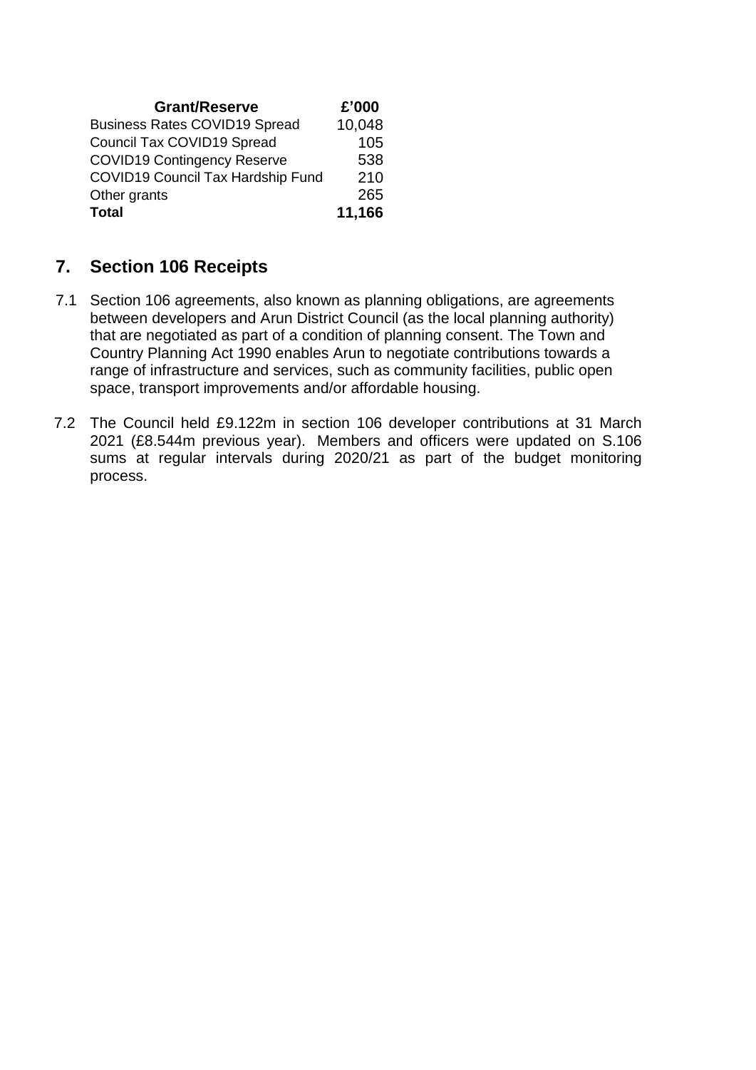| Grant/Reserve | £'000 |
|---|---|
| Business Rates COVID19 Spread | 10,048 |
| Council Tax COVID19 Spread | 105 |
| COVID19 Contingency Reserve | 538 |
| COVID19 Council Tax Hardship Fund | 210 |
| Other grants | 265 |
| **Total** | **11,166** |

## 7. Section 106 Receipts

7.1 Section 106 agreements, also known as planning obligations, are agreements between developers and Arun District Council (as the local planning authority) that are negotiated as part of a condition of planning consent. The Town and Country Planning Act 1990 enables Arun to negotiate contributions towards a range of infrastructure and services, such as community facilities, public open space, transport improvements and/or affordable housing.

7.2 The Council held £9.122m in section 106 developer contributions at 31 March 2021 (£8.544m previous year). Members and officers were updated on S.106 sums at regular intervals during 2020/21 as part of the budget monitoring process.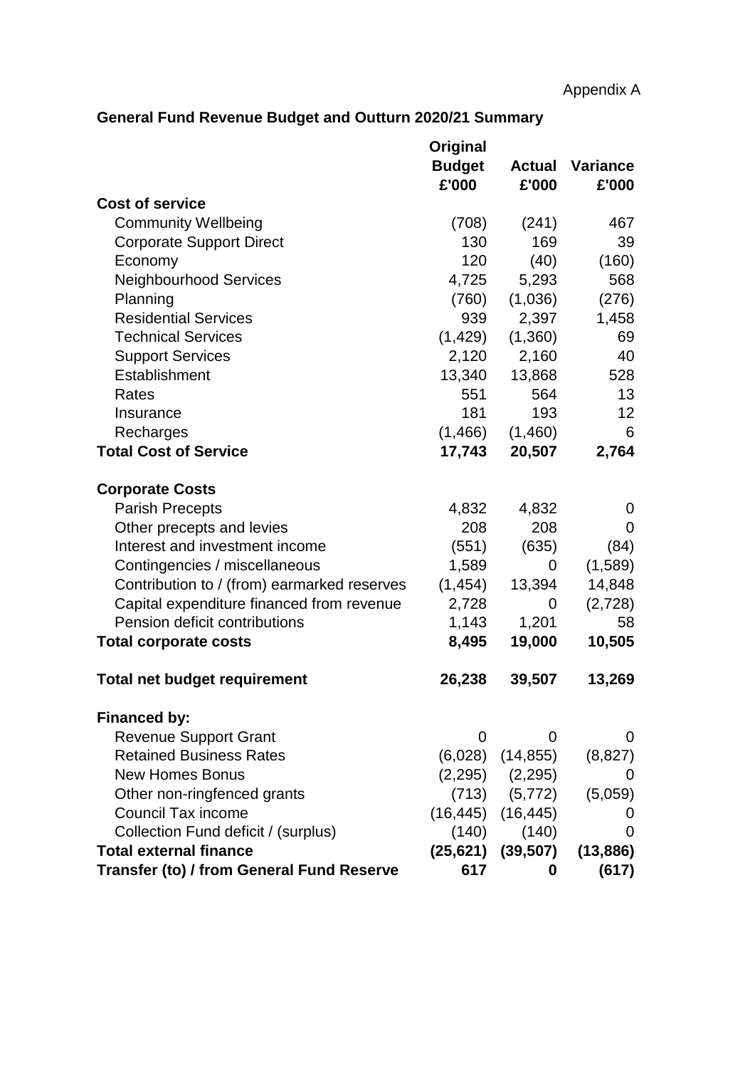Appendix A

## General Fund Revenue Budget and Outturn 2020/21 Summary

| | Original Budget £'000 | Actual £'000 | Variance £'000 |
|---|---|---|---|
| **Cost of service** | | | |
| Community Wellbeing | (708) | (241) | 467 |
| Corporate Support Direct | 130 | 169 | 39 |
| Economy | 120 | (40) | (160) |
| Neighbourhood Services | 4,725 | 5,293 | 568 |
| Planning | (760) | (1,036) | (276) |
| Residential Services | 939 | 2,397 | 1,458 |
| Technical Services | (1,429) | (1,360) | 69 |
| Support Services | 2,120 | 2,160 | 40 |
| Establishment | 13,340 | 13,868 | 528 |
| Rates | 551 | 564 | 13 |
| Insurance | 181 | 193 | 12 |
| Recharges | (1,466) | (1,460) | 6 |
| **Total Cost of Service** | **17,743** | **20,507** | **2,764** |
| | | | |
| **Corporate Costs** | | | |
| Parish Precepts | 4,832 | 4,832 | 0 |
| Other precepts and levies | 208 | 208 | 0 |
| Interest and investment income | (551) | (635) | (84) |
| Contingencies / miscellaneous | 1,589 | 0 | (1,589) |
| Contribution to / (from) earmarked reserves | (1,454) | 13,394 | 14,848 |
| Capital expenditure financed from revenue | 2,728 | 0 | (2,728) |
| Pension deficit contributions | 1,143 | 1,201 | 58 |
| **Total corporate costs** | **8,495** | **19,000** | **10,505** |
| | | | |
| **Total net budget requirement** | **26,238** | **39,507** | **13,269** |
| | | | |
| **Financed by:** | | | |
| Revenue Support Grant | 0 | 0 | 0 |
| Retained Business Rates | (6,028) | (14,855) | (8,827) |
| New Homes Bonus | (2,295) | (2,295) | 0 |
| Other non-ringfenced grants | (713) | (5,772) | (5,059) |
| Council Tax income | (16,445) | (16,445) | 0 |
| Collection Fund deficit / (surplus) | (140) | (140) | 0 |
| **Total external finance** | **(25,621)** | **(39,507)** | **(13,886)** |
| **Transfer (to) / from General Fund Reserve** | **617** | **0** | **(617)** |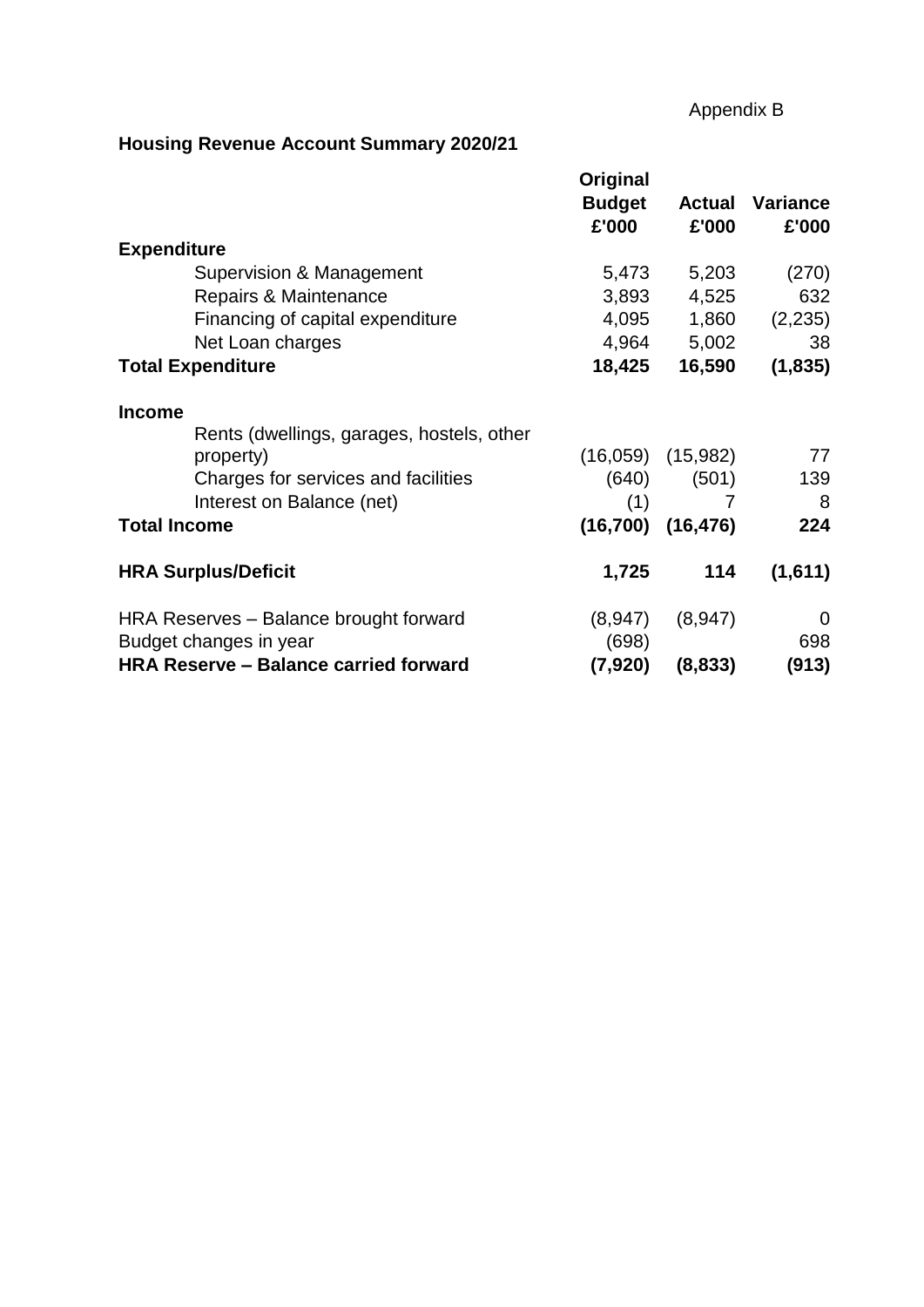Appendix B

## Housing Revenue Account Summary 2020/21

| | Original Budget £'000 | Actual £'000 | Variance £'000 |
|---|---|---|---|
| **Expenditure** | | | |
| Supervision & Management | 5,473 | 5,203 | (270) |
| Repairs & Maintenance | 3,893 | 4,525 | 632 |
| Financing of capital expenditure | 4,095 | 1,860 | (2,235) |
| Net Loan charges | 4,964 | 5,002 | 38 |
| **Total Expenditure** | **18,425** | **16,590** | **(1,835)** |
| | | | |
| **Income** | | | |
| Rents (dwellings, garages, hostels, other property) | (16,059) | (15,982) | 77 |
| Charges for services and facilities | (640) | (501) | 139 |
| Interest on Balance (net) | (1) | 7 | 8 |
| **Total Income** | **(16,700)** | **(16,476)** | **224** |
| | | | |
| **HRA Surplus/Deficit** | **1,725** | **114** | **(1,611)** |
| | | | |
| HRA Reserves – Balance brought forward | (8,947) | (8,947) | 0 |
| Budget changes in year | (698) | | 698 |
| **HRA Reserve – Balance carried forward** | **(7,920)** | **(8,833)** | **(913)** |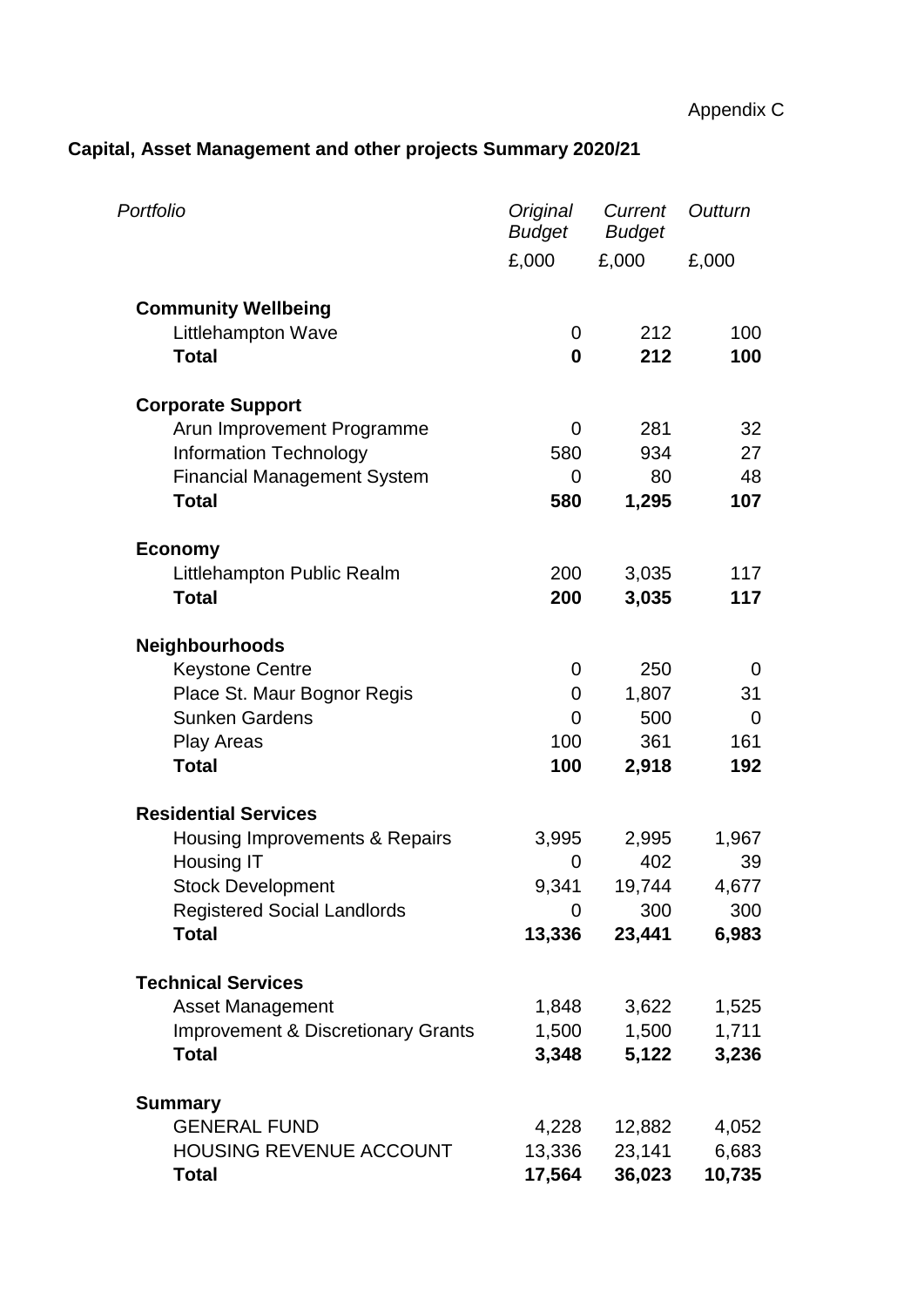Appendix C

## Capital, Asset Management and other projects Summary 2020/21

| *Portfolio* | *Original Budget* | *Current Budget* | *Outturn* |
|---|---|---|---|
| | £,000 | £,000 | £,000 |
| **Community Wellbeing** | | | |
| Littlehampton Wave | 0 | 212 | 100 |
| **Total** | **0** | **212** | **100** |
| **Corporate Support** | | | |
| Arun Improvement Programme | 0 | 281 | 32 |
| Information Technology | 580 | 934 | 27 |
| Financial Management System | 0 | 80 | 48 |
| **Total** | **580** | **1,295** | **107** |
| **Economy** | | | |
| Littlehampton Public Realm | 200 | 3,035 | 117 |
| **Total** | **200** | **3,035** | **117** |
| **Neighbourhoods** | | | |
| Keystone Centre | 0 | 250 | 0 |
| Place St. Maur Bognor Regis | 0 | 1,807 | 31 |
| Sunken Gardens | 0 | 500 | 0 |
| Play Areas | 100 | 361 | 161 |
| **Total** | **100** | **2,918** | **192** |
| **Residential Services** | | | |
| Housing Improvements & Repairs | 3,995 | 2,995 | 1,967 |
| Housing IT | 0 | 402 | 39 |
| Stock Development | 9,341 | 19,744 | 4,677 |
| Registered Social Landlords | 0 | 300 | 300 |
| **Total** | **13,336** | **23,441** | **6,983** |
| **Technical Services** | | | |
| Asset Management | 1,848 | 3,622 | 1,525 |
| Improvement & Discretionary Grants | 1,500 | 1,500 | 1,711 |
| **Total** | **3,348** | **5,122** | **3,236** |
| **Summary** | | | |
| GENERAL FUND | 4,228 | 12,882 | 4,052 |
| HOUSING REVENUE ACCOUNT | 13,336 | 23,141 | 6,683 |
| **Total** | **17,564** | **36,023** | **10,735** |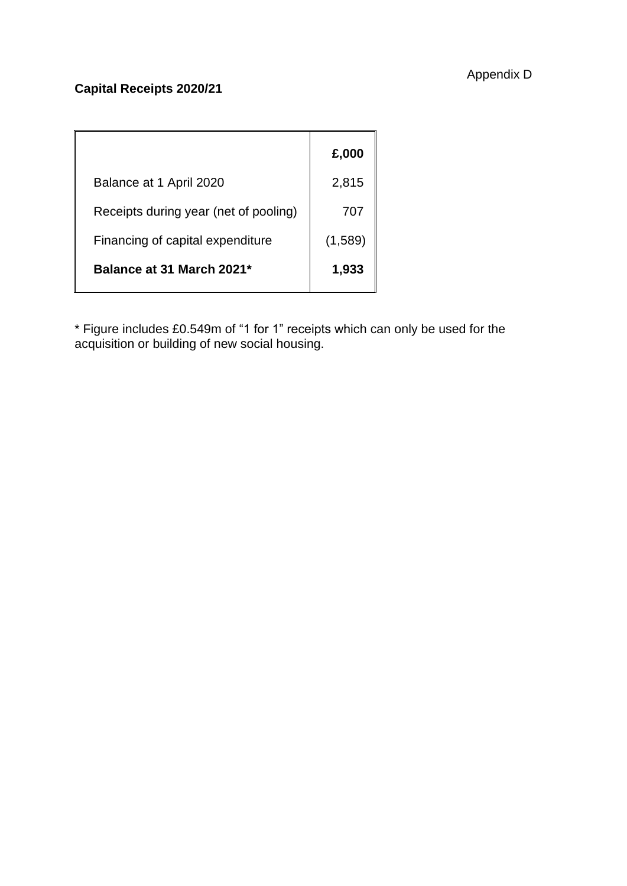Appendix D

**Capital Receipts 2020/21**

| | **£,000** |
|---|---|
| Balance at 1 April 2020 | 2,815 |
| Receipts during year (net of pooling) | 707 |
| Financing of capital expenditure | (1,589) |
| **Balance at 31 March 2021*** | **1,933** |

* Figure includes £0.549m of “1 for 1” receipts which can only be used for the acquisition or building of new social housing.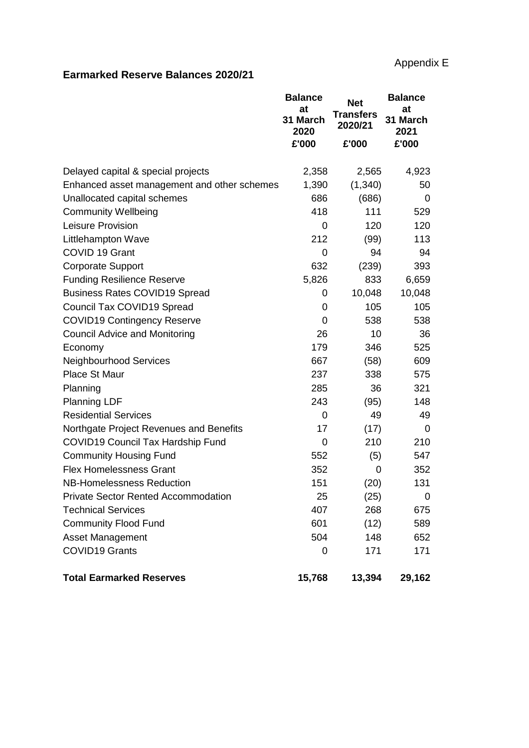Appendix E

**Earmarked Reserve Balances 2020/21**

| | **Balance at 31 March 2020 £'000** | **Net Transfers 2020/21 £'000** | **Balance at 31 March 2021 £'000** |
|---|---|---|---|
| Delayed capital & special projects | 2,358 | 2,565 | 4,923 |
| Enhanced asset management and other schemes | 1,390 | (1,340) | 50 |
| Unallocated capital schemes | 686 | (686) | 0 |
| Community Wellbeing | 418 | 111 | 529 |
| Leisure Provision | 0 | 120 | 120 |
| Littlehampton Wave | 212 | (99) | 113 |
| COVID 19 Grant | 0 | 94 | 94 |
| Corporate Support | 632 | (239) | 393 |
| Funding Resilience Reserve | 5,826 | 833 | 6,659 |
| Business Rates COVID19 Spread | 0 | 10,048 | 10,048 |
| Council Tax COVID19 Spread | 0 | 105 | 105 |
| COVID19 Contingency Reserve | 0 | 538 | 538 |
| Council Advice and Monitoring | 26 | 10 | 36 |
| Economy | 179 | 346 | 525 |
| Neighbourhood Services | 667 | (58) | 609 |
| Place St Maur | 237 | 338 | 575 |
| Planning | 285 | 36 | 321 |
| Planning LDF | 243 | (95) | 148 |
| Residential Services | 0 | 49 | 49 |
| Northgate Project Revenues and Benefits | 17 | (17) | 0 |
| COVID19 Council Tax Hardship Fund | 0 | 210 | 210 |
| Community Housing Fund | 552 | (5) | 547 |
| Flex Homelessness Grant | 352 | 0 | 352 |
| NB-Homelessness Reduction | 151 | (20) | 131 |
| Private Sector Rented Accommodation | 25 | (25) | 0 |
| Technical Services | 407 | 268 | 675 |
| Community Flood Fund | 601 | (12) | 589 |
| Asset Management | 504 | 148 | 652 |
| COVID19 Grants | 0 | 171 | 171 |
| **Total Earmarked Reserves** | **15,768** | **13,394** | **29,162** |